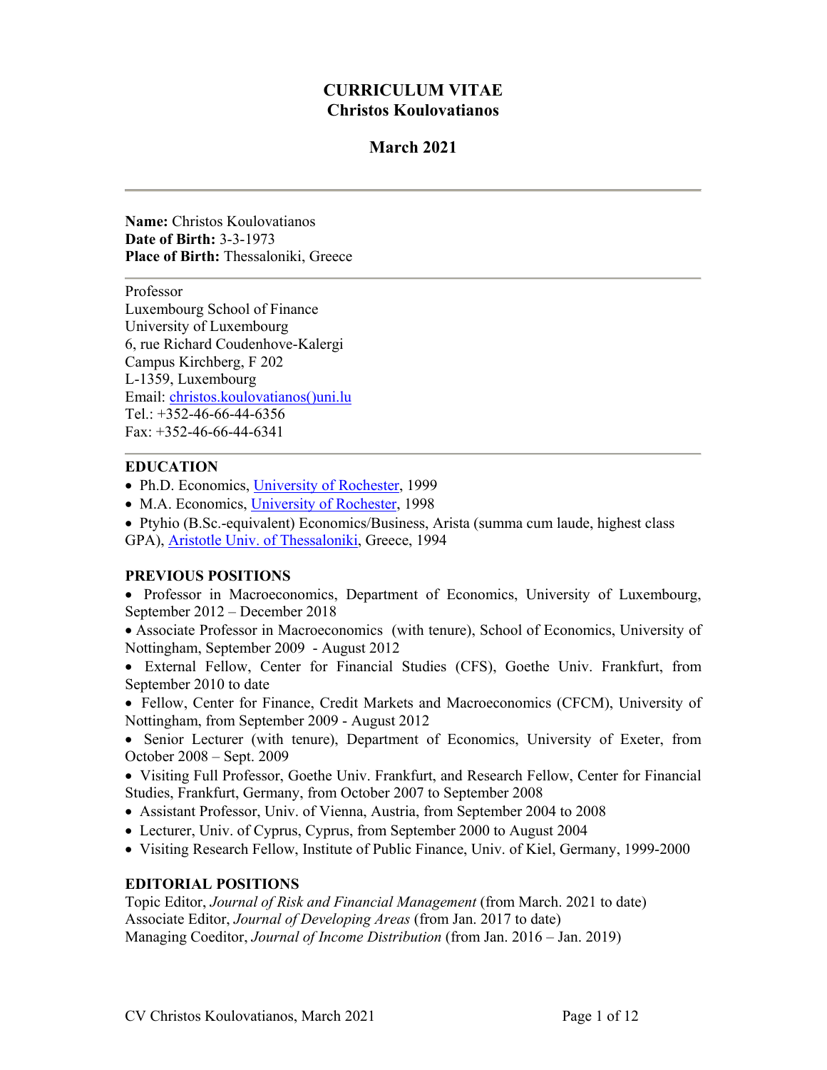# CURRICULUM VITAE
# Christos Koulovatianos

## March 2021

---

**Name:** Christos Koulovatianos
**Date of Birth:** 3-3-1973
**Place of Birth:** Thessaloniki, Greece

---

Professor
Luxembourg School of Finance
University of Luxembourg
6, rue Richard Coudenhove-Kalergi
Campus Kirchberg, F 202
L-1359, Luxembourg
Email: christos.koulovatianos()uni.lu
Tel.: +352-46-66-44-6356
Fax: +352-46-66-44-6341

---

### EDUCATION

- Ph.D. Economics, University of Rochester, 1999
- M.A. Economics, University of Rochester, 1998
- Ptyhio (B.Sc.-equivalent) Economics/Business, Arista (summa cum laude, highest class GPA), Aristotle Univ. of Thessaloniki, Greece, 1994

### PREVIOUS POSITIONS

- Professor in Macroeconomics, Department of Economics, University of Luxembourg, September 2012 – December 2018
- Associate Professor in Macroeconomics (with tenure), School of Economics, University of Nottingham, September 2009 - August 2012
- External Fellow, Center for Financial Studies (CFS), Goethe Univ. Frankfurt, from September 2010 to date
- Fellow, Center for Finance, Credit Markets and Macroeconomics (CFCM), University of Nottingham, from September 2009 - August 2012
- Senior Lecturer (with tenure), Department of Economics, University of Exeter, from October 2008 – Sept. 2009
- Visiting Full Professor, Goethe Univ. Frankfurt, and Research Fellow, Center for Financial Studies, Frankfurt, Germany, from October 2007 to September 2008
- Assistant Professor, Univ. of Vienna, Austria, from September 2004 to 2008
- Lecturer, Univ. of Cyprus, Cyprus, from September 2000 to August 2004
- Visiting Research Fellow, Institute of Public Finance, Univ. of Kiel, Germany, 1999-2000

### EDITORIAL POSITIONS

Topic Editor, *Journal of Risk and Financial Management* (from March. 2021 to date)
Associate Editor, *Journal of Developing Areas* (from Jan. 2017 to date)
Managing Coeditor, *Journal of Income Distribution* (from Jan. 2016 – Jan. 2019)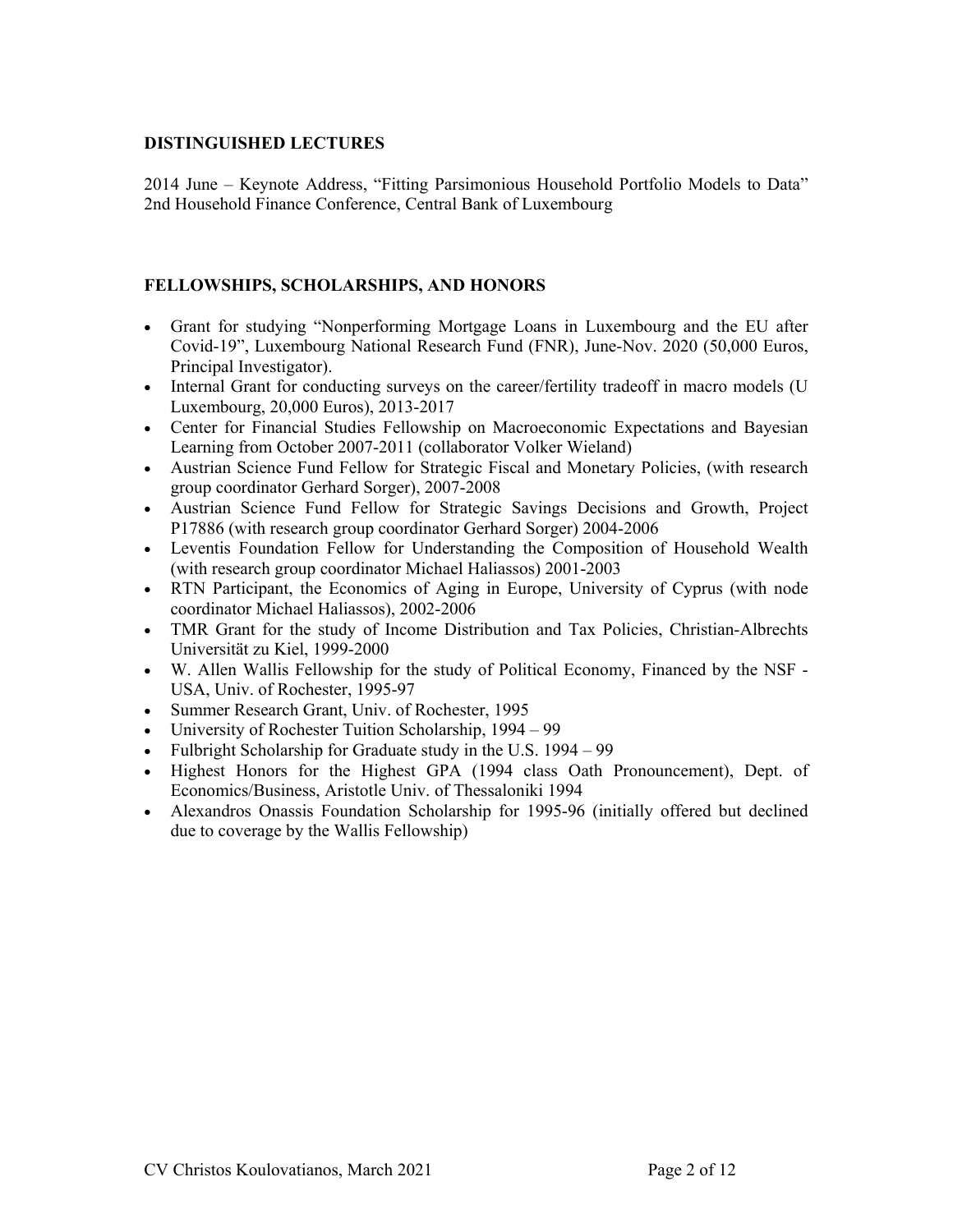## DISTINGUISHED LECTURES

2014 June – Keynote Address, "Fitting Parsimonious Household Portfolio Models to Data" 2nd Household Finance Conference, Central Bank of Luxembourg

## FELLOWSHIPS, SCHOLARSHIPS, AND HONORS

- Grant for studying "Nonperforming Mortgage Loans in Luxembourg and the EU after Covid-19", Luxembourg National Research Fund (FNR), June-Nov. 2020 (50,000 Euros, Principal Investigator).
- Internal Grant for conducting surveys on the career/fertility tradeoff in macro models (U Luxembourg, 20,000 Euros), 2013-2017
- Center for Financial Studies Fellowship on Macroeconomic Expectations and Bayesian Learning from October 2007-2011 (collaborator Volker Wieland)
- Austrian Science Fund Fellow for Strategic Fiscal and Monetary Policies, (with research group coordinator Gerhard Sorger), 2007-2008
- Austrian Science Fund Fellow for Strategic Savings Decisions and Growth, Project P17886 (with research group coordinator Gerhard Sorger) 2004-2006
- Leventis Foundation Fellow for Understanding the Composition of Household Wealth (with research group coordinator Michael Haliassos) 2001-2003
- RTN Participant, the Economics of Aging in Europe, University of Cyprus (with node coordinator Michael Haliassos), 2002-2006
- TMR Grant for the study of Income Distribution and Tax Policies, Christian-Albrechts Universität zu Kiel, 1999-2000
- W. Allen Wallis Fellowship for the study of Political Economy, Financed by the NSF - USA, Univ. of Rochester, 1995-97
- Summer Research Grant, Univ. of Rochester, 1995
- University of Rochester Tuition Scholarship, 1994 – 99
- Fulbright Scholarship for Graduate study in the U.S. 1994 – 99
- Highest Honors for the Highest GPA (1994 class Oath Pronouncement), Dept. of Economics/Business, Aristotle Univ. of Thessaloniki 1994
- Alexandros Onassis Foundation Scholarship for 1995-96 (initially offered but declined due to coverage by the Wallis Fellowship)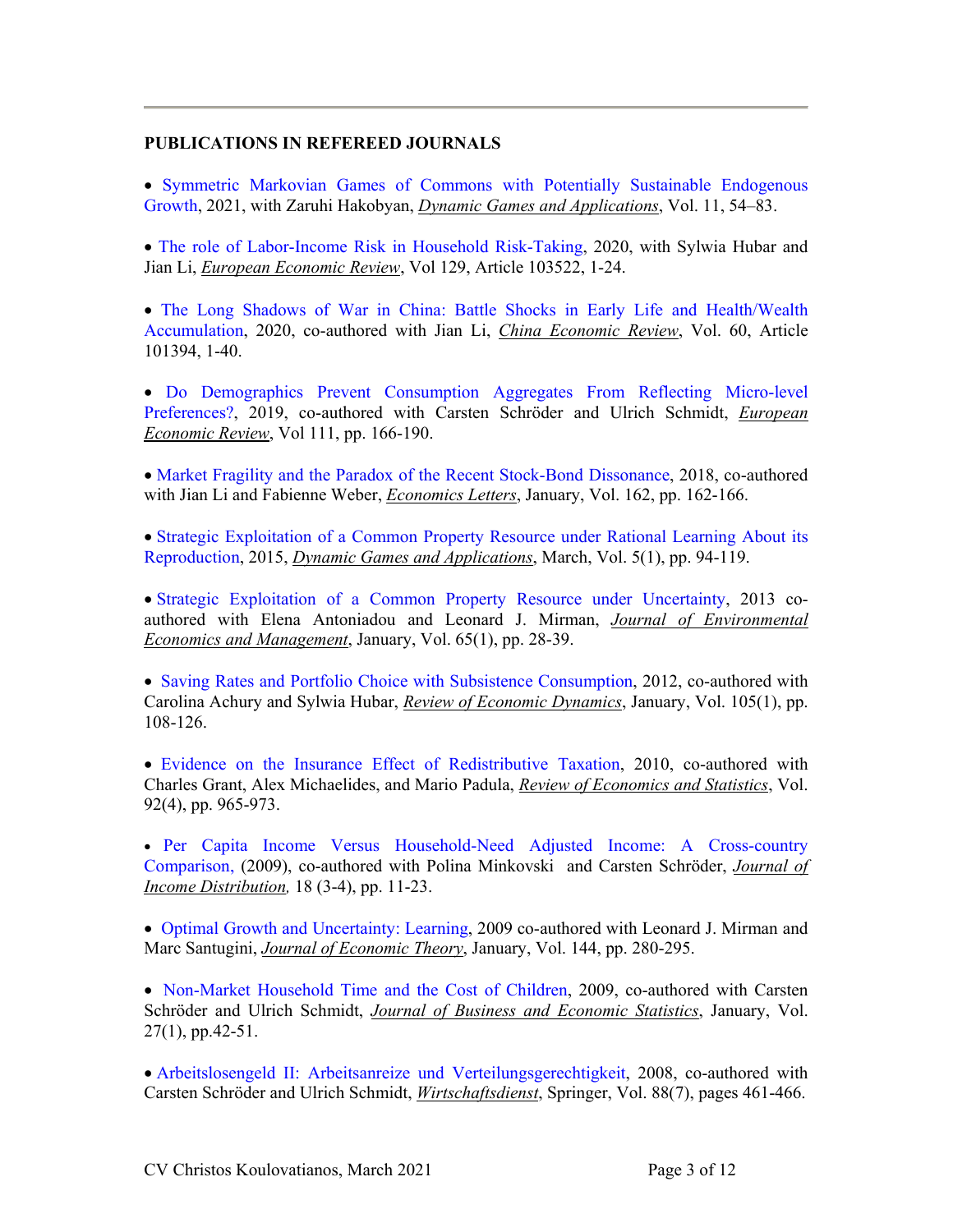**PUBLICATIONS IN REFEREED JOURNALS**

- Symmetric Markovian Games of Commons with Potentially Sustainable Endogenous Growth, 2021, with Zaruhi Hakobyan, *Dynamic Games and Applications*, Vol. 11, 54–83.

- The role of Labor-Income Risk in Household Risk-Taking, 2020, with Sylwia Hubar and Jian Li, *European Economic Review*, Vol 129, Article 103522, 1-24.

- The Long Shadows of War in China: Battle Shocks in Early Life and Health/Wealth Accumulation, 2020, co-authored with Jian Li, *China Economic Review*, Vol. 60, Article 101394, 1-40.

- Do Demographics Prevent Consumption Aggregates From Reflecting Micro-level Preferences?, 2019, co-authored with Carsten Schröder and Ulrich Schmidt, *European Economic Review*, Vol 111, pp. 166-190.

- Market Fragility and the Paradox of the Recent Stock-Bond Dissonance, 2018, co-authored with Jian Li and Fabienne Weber, *Economics Letters*, January, Vol. 162, pp. 162-166.

- Strategic Exploitation of a Common Property Resource under Rational Learning About its Reproduction, 2015, *Dynamic Games and Applications*, March, Vol. 5(1), pp. 94-119.

- Strategic Exploitation of a Common Property Resource under Uncertainty, 2013 co-authored with Elena Antoniadou and Leonard J. Mirman, *Journal of Environmental Economics and Management*, January, Vol. 65(1), pp. 28-39.

- Saving Rates and Portfolio Choice with Subsistence Consumption, 2012, co-authored with Carolina Achury and Sylwia Hubar, *Review of Economic Dynamics*, January, Vol. 105(1), pp. 108-126.

- Evidence on the Insurance Effect of Redistributive Taxation, 2010, co-authored with Charles Grant, Alex Michaelides, and Mario Padula, *Review of Economics and Statistics*, Vol. 92(4), pp. 965-973.

- Per Capita Income Versus Household-Need Adjusted Income: A Cross-country Comparison, (2009), co-authored with Polina Minkovski and Carsten Schröder, *Journal of Income Distribution,* 18 (3-4), pp. 11-23.

- Optimal Growth and Uncertainty: Learning, 2009 co-authored with Leonard J. Mirman and Marc Santugini, *Journal of Economic Theory*, January, Vol. 144, pp. 280-295.

- Non-Market Household Time and the Cost of Children, 2009, co-authored with Carsten Schröder and Ulrich Schmidt, *Journal of Business and Economic Statistics*, January, Vol. 27(1), pp.42-51.

- Arbeitslosengeld II: Arbeitsanreize und Verteilungsgerechtigkeit, 2008, co-authored with Carsten Schröder and Ulrich Schmidt, *Wirtschaftsdienst*, Springer, Vol. 88(7), pages 461-466.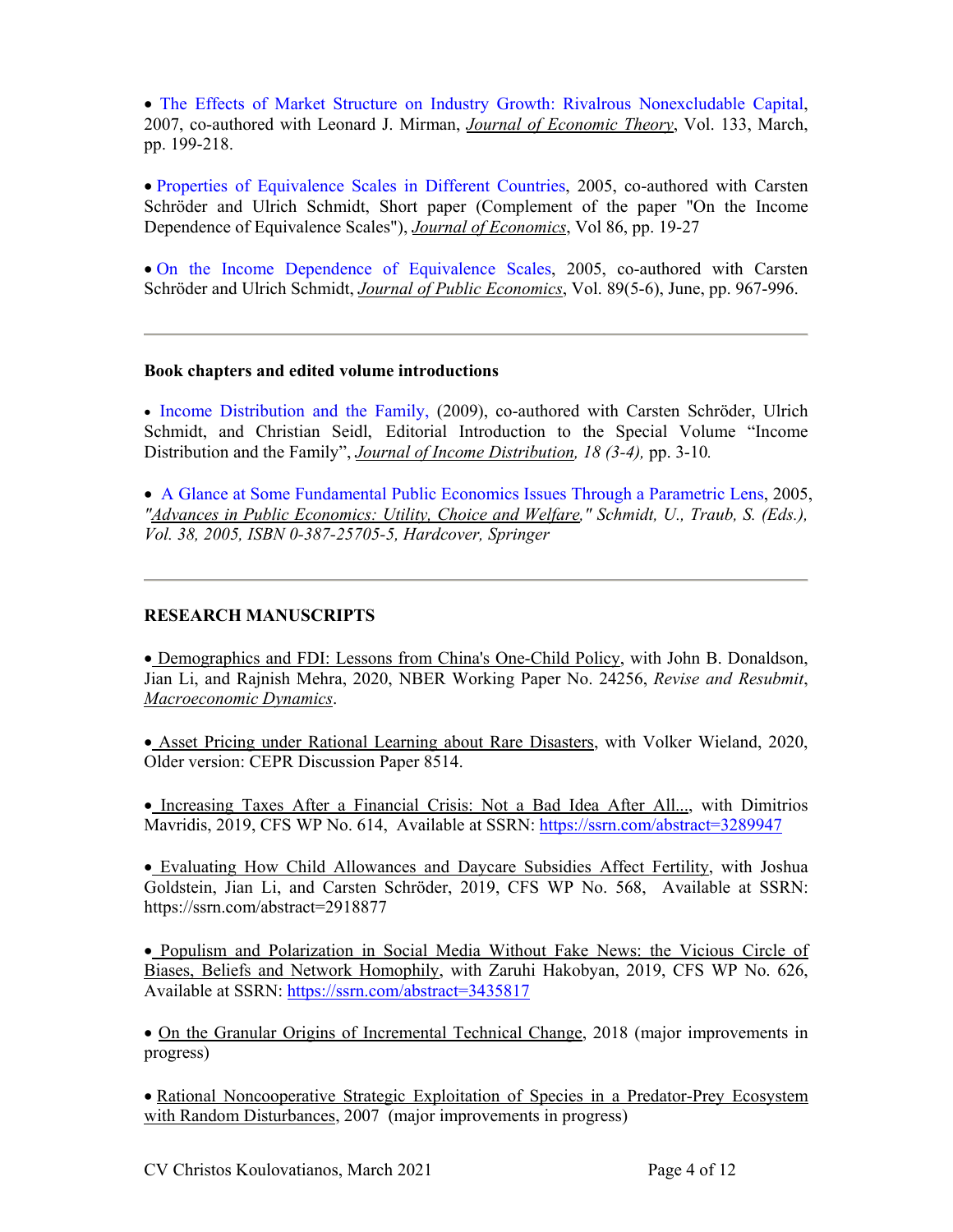• The Effects of Market Structure on Industry Growth: Rivalrous Nonexcludable Capital, 2007, co-authored with Leonard J. Mirman, *Journal of Economic Theory*, Vol. 133, March, pp. 199-218.

• Properties of Equivalence Scales in Different Countries, 2005, co-authored with Carsten Schröder and Ulrich Schmidt, Short paper (Complement of the paper "On the Income Dependence of Equivalence Scales"), *Journal of Economics*, Vol 86, pp. 19-27

• On the Income Dependence of Equivalence Scales, 2005, co-authored with Carsten Schröder and Ulrich Schmidt, *Journal of Public Economics*, Vol. 89(5-6), June, pp. 967-996.

---

**Book chapters and edited volume introductions**

• Income Distribution and the Family, (2009), co-authored with Carsten Schröder, Ulrich Schmidt, and Christian Seidl, Editorial Introduction to the Special Volume "Income Distribution and the Family", *Journal of Income Distribution, 18 (3-4),* pp. 3-10*.*

• A Glance at Some Fundamental Public Economics Issues Through a Parametric Lens, 2005, *"Advances in Public Economics: Utility, Choice and Welfare," Schmidt, U., Traub, S. (Eds.), Vol. 38, 2005, ISBN 0-387-25705-5, Hardcover, Springer*

---

**RESEARCH MANUSCRIPTS**

• Demographics and FDI: Lessons from China's One-Child Policy, with John B. Donaldson, Jian Li, and Rajnish Mehra, 2020, NBER Working Paper No. 24256, *Revise and Resubmit*, *Macroeconomic Dynamics*.

• Asset Pricing under Rational Learning about Rare Disasters, with Volker Wieland, 2020, Older version: CEPR Discussion Paper 8514.

• Increasing Taxes After a Financial Crisis: Not a Bad Idea After All..., with Dimitrios Mavridis, 2019, CFS WP No. 614, Available at SSRN: https://ssrn.com/abstract=3289947

• Evaluating How Child Allowances and Daycare Subsidies Affect Fertility, with Joshua Goldstein, Jian Li, and Carsten Schröder, 2019, CFS WP No. 568, Available at SSRN: https://ssrn.com/abstract=2918877

• Populism and Polarization in Social Media Without Fake News: the Vicious Circle of Biases, Beliefs and Network Homophily, with Zaruhi Hakobyan, 2019, CFS WP No. 626, Available at SSRN: https://ssrn.com/abstract=3435817

• On the Granular Origins of Incremental Technical Change, 2018 (major improvements in progress)

• Rational Noncooperative Strategic Exploitation of Species in a Predator-Prey Ecosystem with Random Disturbances, 2007 (major improvements in progress)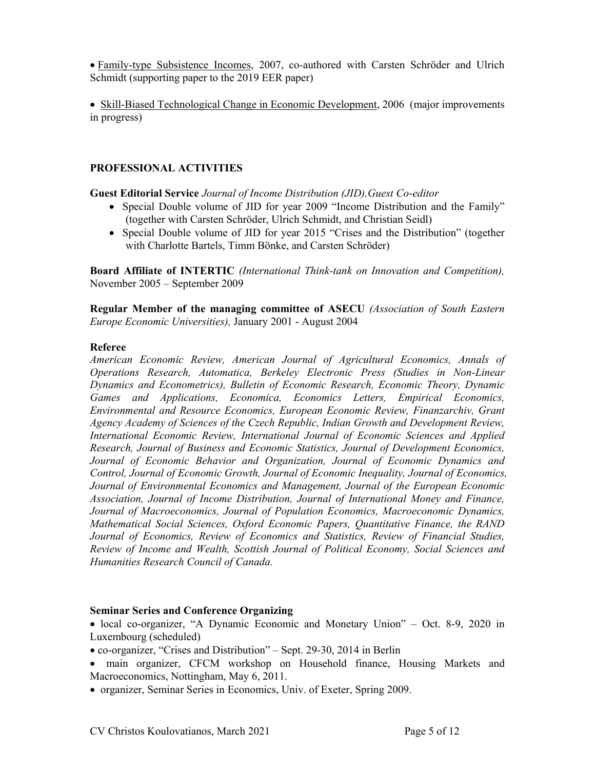- Family-type Subsistence Incomes, 2007, co-authored with Carsten Schröder and Ulrich Schmidt (supporting paper to the 2019 EER paper)

- Skill-Biased Technological Change in Economic Development, 2006 (major improvements in progress)

## PROFESSIONAL ACTIVITIES

**Guest Editorial Service** *Journal of Income Distribution (JID),Guest Co-editor*

- Special Double volume of JID for year 2009 "Income Distribution and the Family" (together with Carsten Schröder, Ulrich Schmidt, and Christian Seidl)
- Special Double volume of JID for year 2015 "Crises and the Distribution" (together with Charlotte Bartels, Timm Bönke, and Carsten Schröder)

**Board Affiliate of INTERTIC** *(International Think-tank on Innovation and Competition),* November 2005 – September 2009

**Regular Member of the managing committee of ASECU** *(Association of South Eastern Europe Economic Universities),* January 2001 - August 2004

**Referee**

*American Economic Review, American Journal of Agricultural Economics, Annals of Operations Research, Automatica, Berkeley Electronic Press (Studies in Non-Linear Dynamics and Econometrics), Bulletin of Economic Research, Economic Theory, Dynamic Games and Applications, Economica, Economics Letters, Empirical Economics, Environmental and Resource Economics, European Economic Review, Finanzarchiv, Grant Agency Academy of Sciences of the Czech Republic, Indian Growth and Development Review, International Economic Review, International Journal of Economic Sciences and Applied Research, Journal of Business and Economic Statistics, Journal of Development Economics, Journal of Economic Behavior and Organization, Journal of Economic Dynamics and Control, Journal of Economic Growth, Journal of Economic Inequality, Journal of Economics, Journal of Environmental Economics and Management, Journal of the European Economic Association, Journal of Income Distribution, Journal of International Money and Finance, Journal of Macroeconomics, Journal of Population Economics, Macroeconomic Dynamics, Mathematical Social Sciences, Oxford Economic Papers, Quantitative Finance, the RAND Journal of Economics, Review of Economics and Statistics, Review of Financial Studies, Review of Income and Wealth, Scottish Journal of Political Economy, Social Sciences and Humanities Research Council of Canada.*

**Seminar Series and Conference Organizing**

- local co-organizer, "A Dynamic Economic and Monetary Union" – Oct. 8-9, 2020 in Luxembourg (scheduled)
- co-organizer, "Crises and Distribution" – Sept. 29-30, 2014 in Berlin
- main organizer, CFCM workshop on Household finance, Housing Markets and Macroeconomics, Nottingham, May 6, 2011.
- organizer, Seminar Series in Economics, Univ. of Exeter, Spring 2009.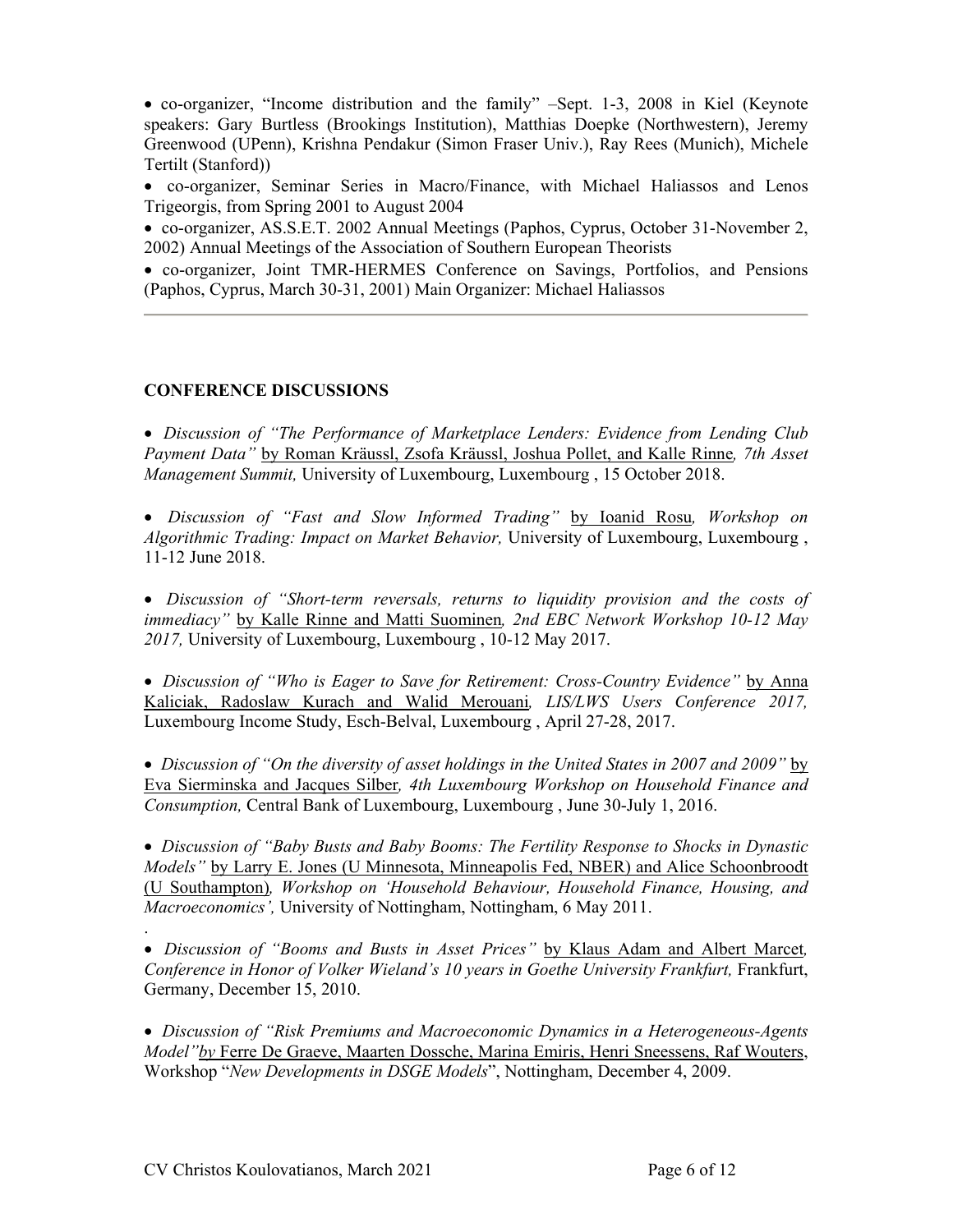- co-organizer, "Income distribution and the family" –Sept. 1-3, 2008 in Kiel (Keynote speakers: Gary Burtless (Brookings Institution), Matthias Doepke (Northwestern), Jeremy Greenwood (UPenn), Krishna Pendakur (Simon Fraser Univ.), Ray Rees (Munich), Michele Tertilt (Stanford))
- co-organizer, Seminar Series in Macro/Finance, with Michael Haliassos and Lenos Trigeorgis, from Spring 2001 to August 2004
- co-organizer, AS.S.E.T. 2002 Annual Meetings (Paphos, Cyprus, October 31-November 2, 2002) Annual Meetings of the Association of Southern European Theorists
- co-organizer, Joint TMR-HERMES Conference on Savings, Portfolios, and Pensions (Paphos, Cyprus, March 30-31, 2001) Main Organizer: Michael Haliassos

---

**CONFERENCE DISCUSSIONS**

- *Discussion of "The Performance of Marketplace Lenders: Evidence from Lending Club Payment Data"* by Roman Kräussl, Zsofa Kräussl, Joshua Pollet, and Kalle Rinne*, 7th Asset Management Summit,* University of Luxembourg, Luxembourg , 15 October 2018.

- *Discussion of "Fast and Slow Informed Trading"* by Ioanid Rosu*, Workshop on Algorithmic Trading: Impact on Market Behavior,* University of Luxembourg, Luxembourg , 11-12 June 2018.

- *Discussion of "Short-term reversals, returns to liquidity provision and the costs of immediacy"* by Kalle Rinne and Matti Suominen*, 2nd EBC Network Workshop 10-12 May 2017,* University of Luxembourg, Luxembourg , 10-12 May 2017.

- *Discussion of "Who is Eager to Save for Retirement: Cross-Country Evidence"* by Anna Kaliciak, Radoslaw Kurach and Walid Merouani*, LIS/LWS Users Conference 2017,* Luxembourg Income Study, Esch-Belval, Luxembourg , April 27-28, 2017.

- *Discussion of "On the diversity of asset holdings in the United States in 2007 and 2009"* by Eva Sierminska and Jacques Silber*, 4th Luxembourg Workshop on Household Finance and Consumption,* Central Bank of Luxembourg, Luxembourg , June 30-July 1, 2016.

- *Discussion of "Baby Busts and Baby Booms: The Fertility Response to Shocks in Dynastic Models"* by Larry E. Jones (U Minnesota, Minneapolis Fed, NBER) and Alice Schoonbroodt (U Southampton)*, Workshop on 'Household Behaviour, Household Finance, Housing, and Macroeconomics',* University of Nottingham, Nottingham, 6 May 2011.

.

- *Discussion of "Booms and Busts in Asset Prices"* by Klaus Adam and Albert Marcet*, Conference in Honor of Volker Wieland's 10 years in Goethe University Frankfurt,* Frankfurt, Germany, December 15, 2010.

- *Discussion of "Risk Premiums and Macroeconomic Dynamics in a Heterogeneous-Agents Model" by* Ferre De Graeve, Maarten Dossche, Marina Emiris, Henri Sneessens, Raf Wouters, Workshop "*New Developments in DSGE Models*", Nottingham, December 4, 2009.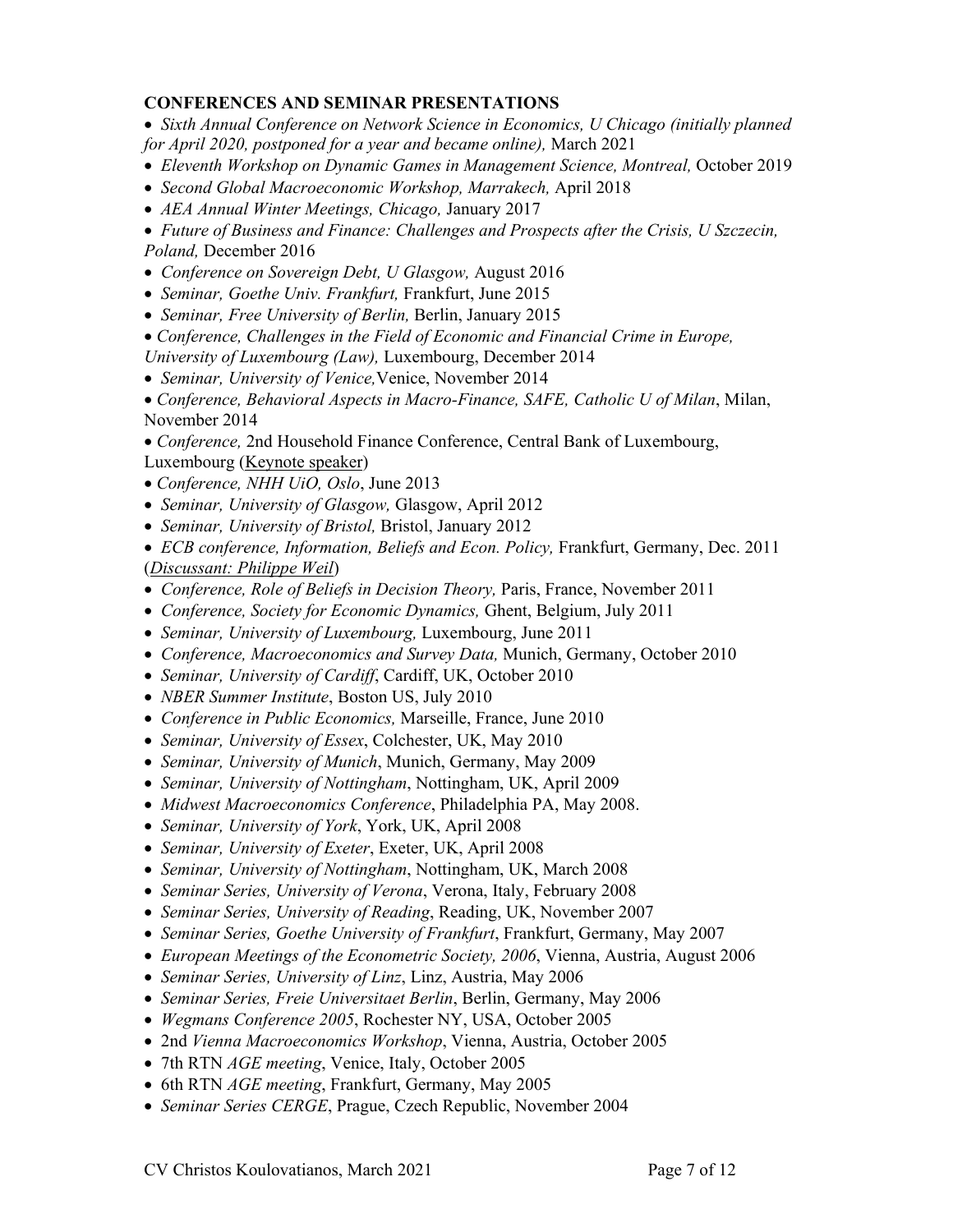**CONFERENCES AND SEMINAR PRESENTATIONS**

- *Sixth Annual Conference on Network Science in Economics, U Chicago (initially planned for April 2020, postponed for a year and became online),* March 2021
- *Eleventh Workshop on Dynamic Games in Management Science, Montreal,* October 2019
- *Second Global Macroeconomic Workshop, Marrakech,* April 2018
- *AEA Annual Winter Meetings, Chicago,* January 2017
- *Future of Business and Finance: Challenges and Prospects after the Crisis, U Szczecin, Poland,* December 2016
- *Conference on Sovereign Debt, U Glasgow,* August 2016
- *Seminar, Goethe Univ. Frankfurt,* Frankfurt, June 2015
- *Seminar, Free University of Berlin,* Berlin, January 2015
- *Conference, Challenges in the Field of Economic and Financial Crime in Europe, University of Luxembourg (Law),* Luxembourg, December 2014
- *Seminar, University of Venice,*Venice, November 2014
- *Conference, Behavioral Aspects in Macro-Finance, SAFE, Catholic U of Milan*, Milan, November 2014
- *Conference,* 2nd Household Finance Conference, Central Bank of Luxembourg, Luxembourg (Keynote speaker)
- *Conference, NHH UiO, Oslo*, June 2013
- *Seminar, University of Glasgow,* Glasgow, April 2012
- *Seminar, University of Bristol,* Bristol, January 2012
- *ECB conference, Information, Beliefs and Econ. Policy,* Frankfurt, Germany, Dec. 2011 (*Discussant: Philippe Weil*)
- *Conference, Role of Beliefs in Decision Theory,* Paris, France, November 2011
- *Conference, Society for Economic Dynamics,* Ghent, Belgium, July 2011
- *Seminar, University of Luxembourg,* Luxembourg, June 2011
- *Conference, Macroeconomics and Survey Data,* Munich, Germany, October 2010
- *Seminar, University of Cardiff*, Cardiff, UK, October 2010
- *NBER Summer Institute*, Boston US, July 2010
- *Conference in Public Economics,* Marseille, France, June 2010
- *Seminar, University of Essex*, Colchester, UK, May 2010
- *Seminar, University of Munich*, Munich, Germany, May 2009
- *Seminar, University of Nottingham*, Nottingham, UK, April 2009
- *Midwest Macroeconomics Conference*, Philadelphia PA, May 2008.
- *Seminar, University of York*, York, UK, April 2008
- *Seminar, University of Exeter*, Exeter, UK, April 2008
- *Seminar, University of Nottingham*, Nottingham, UK, March 2008
- *Seminar Series, University of Verona*, Verona, Italy, February 2008
- *Seminar Series, University of Reading*, Reading, UK, November 2007
- *Seminar Series, Goethe University of Frankfurt*, Frankfurt, Germany, May 2007
- *European Meetings of the Econometric Society, 2006*, Vienna, Austria, August 2006
- *Seminar Series, University of Linz*, Linz, Austria, May 2006
- *Seminar Series, Freie Universitaet Berlin*, Berlin, Germany, May 2006
- *Wegmans Conference 2005*, Rochester NY, USA, October 2005
- 2nd *Vienna Macroeconomics Workshop*, Vienna, Austria, October 2005
- 7th RTN *AGE meeting*, Venice, Italy, October 2005
- 6th RTN *AGE meeting*, Frankfurt, Germany, May 2005
- *Seminar Series CERGE*, Prague, Czech Republic, November 2004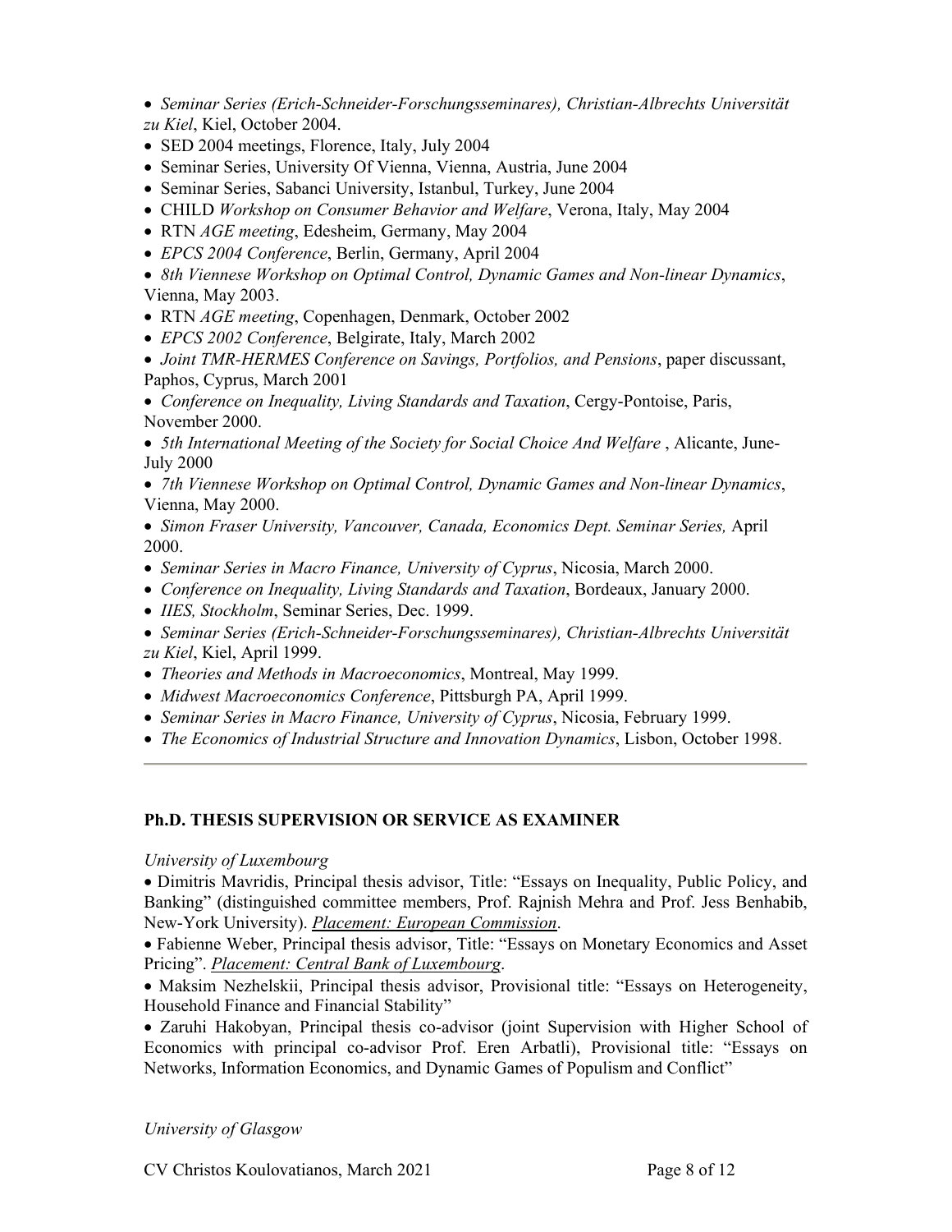- *Seminar Series (Erich-Schneider-Forschungsseminares), Christian-Albrechts Universität zu Kiel*, Kiel, October 2004.
- SED 2004 meetings, Florence, Italy, July 2004
- Seminar Series, University Of Vienna, Vienna, Austria, June 2004
- Seminar Series, Sabanci University, Istanbul, Turkey, June 2004
- CHILD *Workshop on Consumer Behavior and Welfare*, Verona, Italy, May 2004
- RTN *AGE meeting*, Edesheim, Germany, May 2004
- *EPCS 2004 Conference*, Berlin, Germany, April 2004
- *8th Viennese Workshop on Optimal Control, Dynamic Games and Non-linear Dynamics*, Vienna, May 2003.
- RTN *AGE meeting*, Copenhagen, Denmark, October 2002
- *EPCS 2002 Conference*, Belgirate, Italy, March 2002
- *Joint TMR-HERMES Conference on Savings, Portfolios, and Pensions*, paper discussant, Paphos, Cyprus, March 2001
- *Conference on Inequality, Living Standards and Taxation*, Cergy-Pontoise, Paris, November 2000.
- *5th International Meeting of the Society for Social Choice And Welfare* , Alicante, June-July 2000
- *7th Viennese Workshop on Optimal Control, Dynamic Games and Non-linear Dynamics*, Vienna, May 2000.
- *Simon Fraser University, Vancouver, Canada, Economics Dept. Seminar Series,* April 2000.
- *Seminar Series in Macro Finance, University of Cyprus*, Nicosia, March 2000.
- *Conference on Inequality, Living Standards and Taxation*, Bordeaux, January 2000.
- *IIES, Stockholm*, Seminar Series, Dec. 1999.
- *Seminar Series (Erich-Schneider-Forschungsseminares), Christian-Albrechts Universität zu Kiel*, Kiel, April 1999.
- *Theories and Methods in Macroeconomics*, Montreal, May 1999.
- *Midwest Macroeconomics Conference*, Pittsburgh PA, April 1999.
- *Seminar Series in Macro Finance, University of Cyprus*, Nicosia, February 1999.
- *The Economics of Industrial Structure and Innovation Dynamics*, Lisbon, October 1998.

---

## Ph.D. THESIS SUPERVISION OR SERVICE AS EXAMINER

*University of Luxembourg*

- Dimitris Mavridis, Principal thesis advisor, Title: "Essays on Inequality, Public Policy, and Banking" (distinguished committee members, Prof. Rajnish Mehra and Prof. Jess Benhabib, New-York University). *Placement: European Commission*.
- Fabienne Weber, Principal thesis advisor, Title: "Essays on Monetary Economics and Asset Pricing". *Placement: Central Bank of Luxembourg*.
- Maksim Nezhelskii, Principal thesis advisor, Provisional title: "Essays on Heterogeneity, Household Finance and Financial Stability"
- Zaruhi Hakobyan, Principal thesis co-advisor (joint Supervision with Higher School of Economics with principal co-advisor Prof. Eren Arbatli), Provisional title: "Essays on Networks, Information Economics, and Dynamic Games of Populism and Conflict"

*University of Glasgow*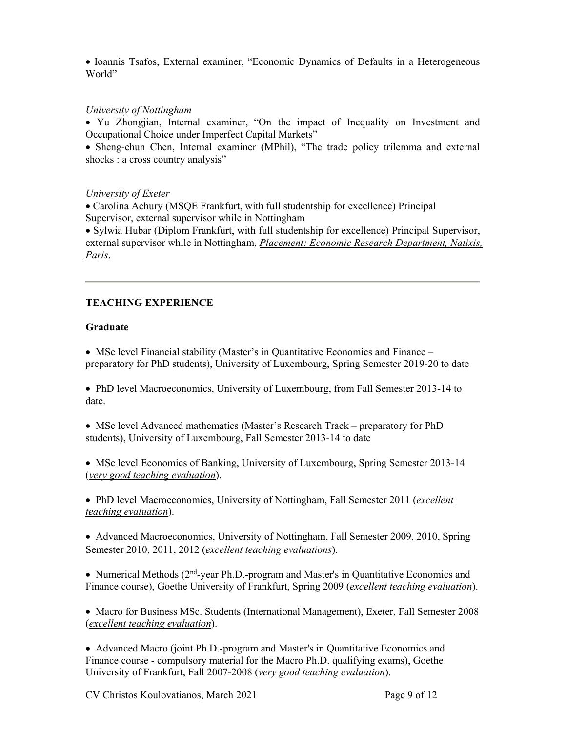- Ioannis Tsafos, External examiner, "Economic Dynamics of Defaults in a Heterogeneous World"

*University of Nottingham*

- Yu Zhongjian, Internal examiner, "On the impact of Inequality on Investment and Occupational Choice under Imperfect Capital Markets"
- Sheng-chun Chen, Internal examiner (MPhil), "The trade policy trilemma and external shocks : a cross country analysis"

*University of Exeter*

- Carolina Achury (MSQE Frankfurt, with full studentship for excellence) Principal Supervisor, external supervisor while in Nottingham
- Sylwia Hubar (Diplom Frankfurt, with full studentship for excellence) Principal Supervisor, external supervisor while in Nottingham, *Placement: Economic Research Department, Natixis, Paris*.

---

## TEACHING EXPERIENCE

### Graduate

- MSc level Financial stability (Master's in Quantitative Economics and Finance – preparatory for PhD students), University of Luxembourg, Spring Semester 2019-20 to date

- PhD level Macroeconomics, University of Luxembourg, from Fall Semester 2013-14 to date.

- MSc level Advanced mathematics (Master's Research Track – preparatory for PhD students), University of Luxembourg, Fall Semester 2013-14 to date

- MSc level Economics of Banking, University of Luxembourg, Spring Semester 2013-14 (*very good teaching evaluation*).

- PhD level Macroeconomics, University of Nottingham, Fall Semester 2011 (*excellent teaching evaluation*).

- Advanced Macroeconomics, University of Nottingham, Fall Semester 2009, 2010, Spring Semester 2010, 2011, 2012 (*excellent teaching evaluations*).

- Numerical Methods (2nd-year Ph.D.-program and Master's in Quantitative Economics and Finance course), Goethe University of Frankfurt, Spring 2009 (*excellent teaching evaluation*).

- Macro for Business MSc. Students (International Management), Exeter, Fall Semester 2008 (*excellent teaching evaluation*).

- Advanced Macro (joint Ph.D.-program and Master's in Quantitative Economics and Finance course - compulsory material for the Macro Ph.D. qualifying exams), Goethe University of Frankfurt, Fall 2007-2008 (*very good teaching evaluation*).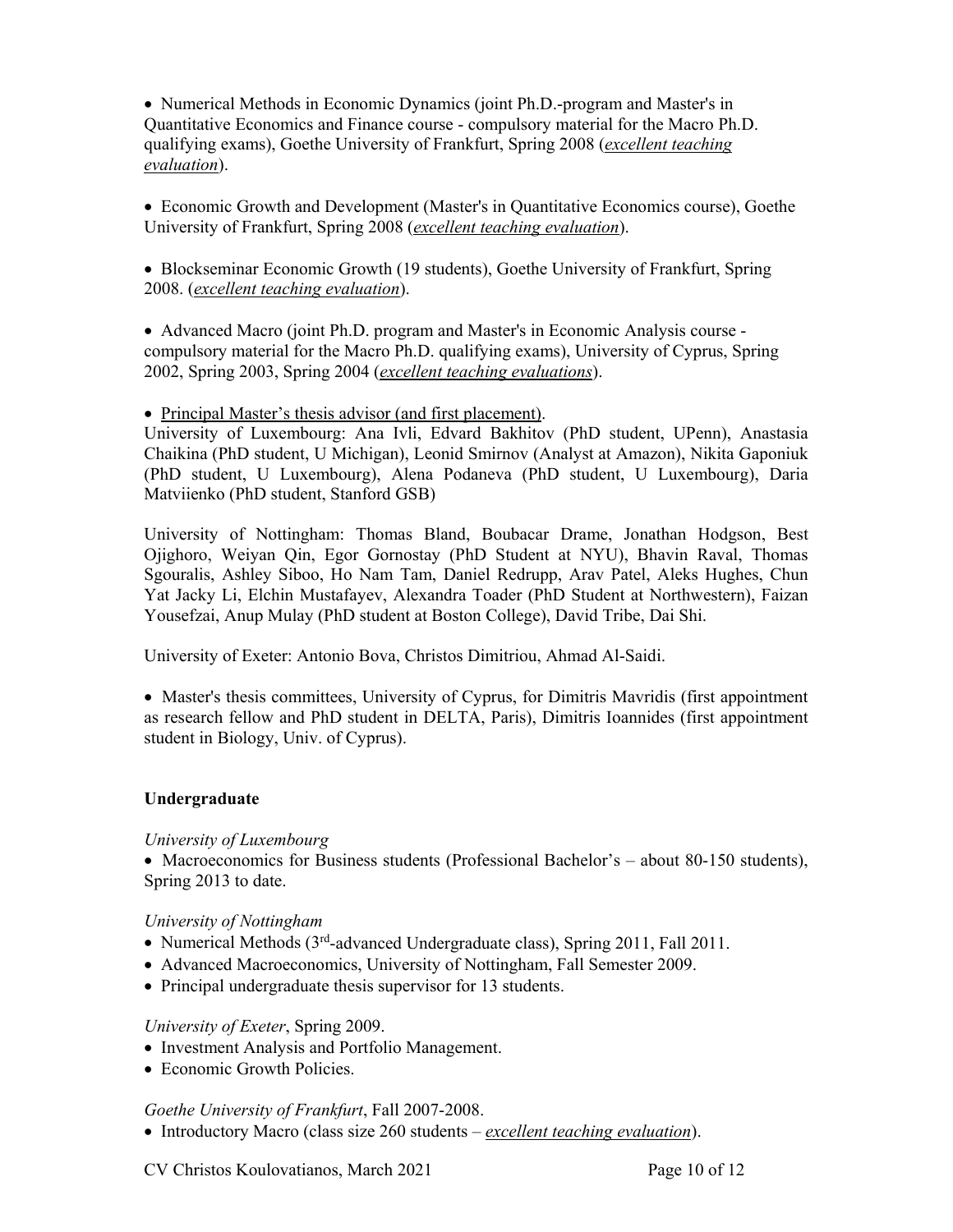- Numerical Methods in Economic Dynamics (joint Ph.D.-program and Master's in Quantitative Economics and Finance course - compulsory material for the Macro Ph.D. qualifying exams), Goethe University of Frankfurt, Spring 2008 (*excellent teaching evaluation*).

- Economic Growth and Development (Master's in Quantitative Economics course), Goethe University of Frankfurt, Spring 2008 (*excellent teaching evaluation*).

- Blockseminar Economic Growth (19 students), Goethe University of Frankfurt, Spring 2008. (*excellent teaching evaluation*).

- Advanced Macro (joint Ph.D. program and Master's in Economic Analysis course - compulsory material for the Macro Ph.D. qualifying exams), University of Cyprus, Spring 2002, Spring 2003, Spring 2004 (*excellent teaching evaluations*).

- Principal Master's thesis advisor (and first placement).

University of Luxembourg: Ana Ivli, Edvard Bakhitov (PhD student, UPenn), Anastasia Chaikina (PhD student, U Michigan), Leonid Smirnov (Analyst at Amazon), Nikita Gaponiuk (PhD student, U Luxembourg), Alena Podaneva (PhD student, U Luxembourg), Daria Matviienko (PhD student, Stanford GSB)

University of Nottingham: Thomas Bland, Boubacar Drame, Jonathan Hodgson, Best Ojighoro, Weiyan Qin, Egor Gornostay (PhD Student at NYU), Bhavin Raval, Thomas Sgouralis, Ashley Siboo, Ho Nam Tam, Daniel Redrupp, Arav Patel, Aleks Hughes, Chun Yat Jacky Li, Elchin Mustafayev, Alexandra Toader (PhD Student at Northwestern), Faizan Yousefzai, Anup Mulay (PhD student at Boston College), David Tribe, Dai Shi.

University of Exeter: Antonio Bova, Christos Dimitriou, Ahmad Al-Saidi.

- Master's thesis committees, University of Cyprus, for Dimitris Mavridis (first appointment as research fellow and PhD student in DELTA, Paris), Dimitris Ioannides (first appointment student in Biology, Univ. of Cyprus).

**Undergraduate**

*University of Luxembourg*

- Macroeconomics for Business students (Professional Bachelor's – about 80-150 students), Spring 2013 to date.

*University of Nottingham*

- Numerical Methods (3rd-advanced Undergraduate class), Spring 2011, Fall 2011.
- Advanced Macroeconomics, University of Nottingham, Fall Semester 2009.
- Principal undergraduate thesis supervisor for 13 students.

*University of Exeter*, Spring 2009.

- Investment Analysis and Portfolio Management.
- Economic Growth Policies.

*Goethe University of Frankfurt*, Fall 2007-2008.

- Introductory Macro (class size 260 students – *excellent teaching evaluation*).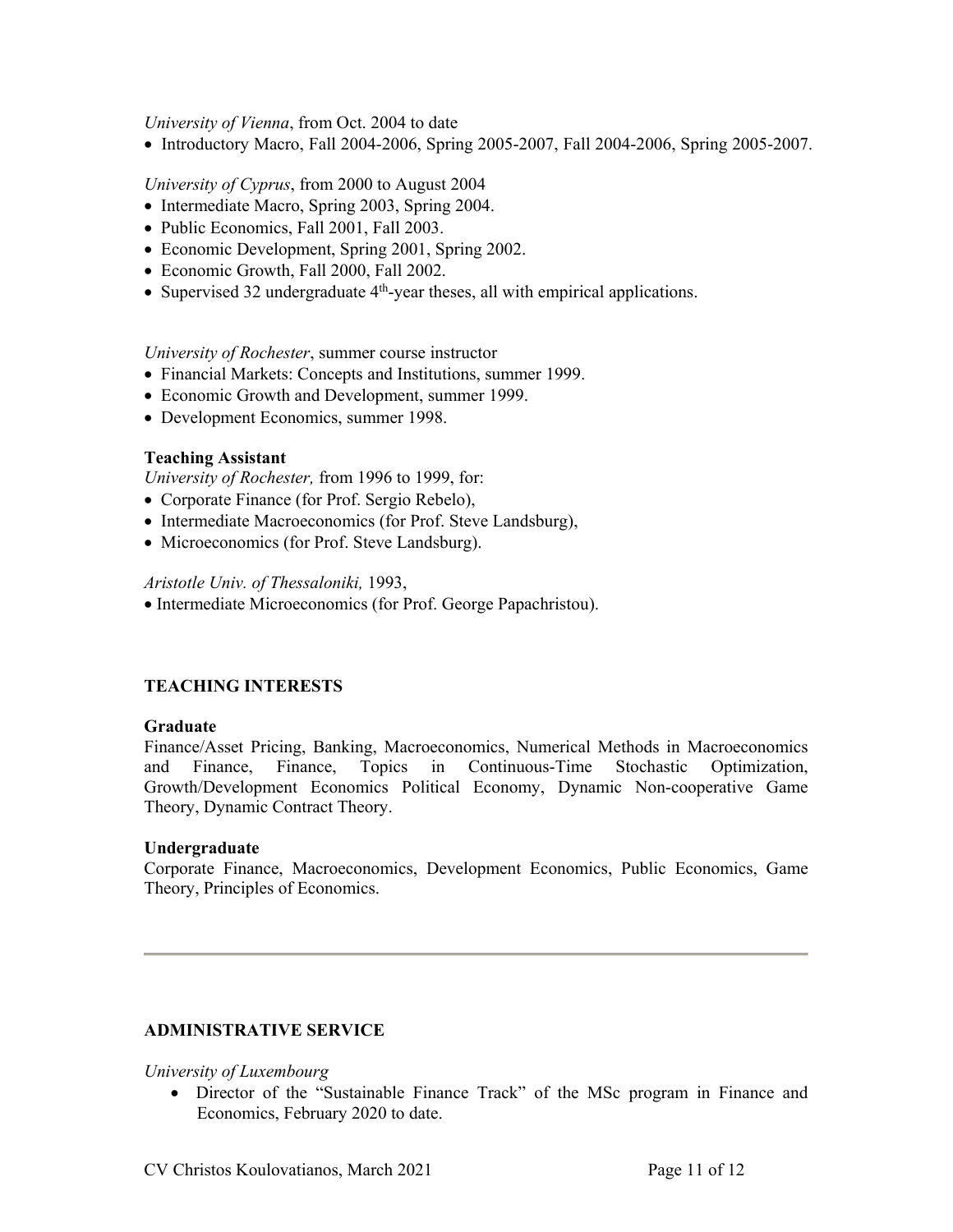*University of Vienna*, from Oct. 2004 to date

- Introductory Macro, Fall 2004-2006, Spring 2005-2007, Fall 2004-2006, Spring 2005-2007.

*University of Cyprus*, from 2000 to August 2004

- Intermediate Macro, Spring 2003, Spring 2004.
- Public Economics, Fall 2001, Fall 2003.
- Economic Development, Spring 2001, Spring 2002.
- Economic Growth, Fall 2000, Fall 2002.
- Supervised 32 undergraduate 4th-year theses, all with empirical applications.

*University of Rochester*, summer course instructor

- Financial Markets: Concepts and Institutions, summer 1999.
- Economic Growth and Development, summer 1999.
- Development Economics, summer 1998.

**Teaching Assistant**

*University of Rochester,* from 1996 to 1999, for:

- Corporate Finance (for Prof. Sergio Rebelo),
- Intermediate Macroeconomics (for Prof. Steve Landsburg),
- Microeconomics (for Prof. Steve Landsburg).

*Aristotle Univ. of Thessaloniki,* 1993,

- Intermediate Microeconomics (for Prof. George Papachristou).

## TEACHING INTERESTS

**Graduate**

Finance/Asset Pricing, Banking, Macroeconomics, Numerical Methods in Macroeconomics and Finance, Finance, Topics in Continuous-Time Stochastic Optimization, Growth/Development Economics Political Economy, Dynamic Non-cooperative Game Theory, Dynamic Contract Theory.

**Undergraduate**

Corporate Finance, Macroeconomics, Development Economics, Public Economics, Game Theory, Principles of Economics.

---

## ADMINISTRATIVE SERVICE

*University of Luxembourg*

- Director of the "Sustainable Finance Track" of the MSc program in Finance and Economics, February 2020 to date.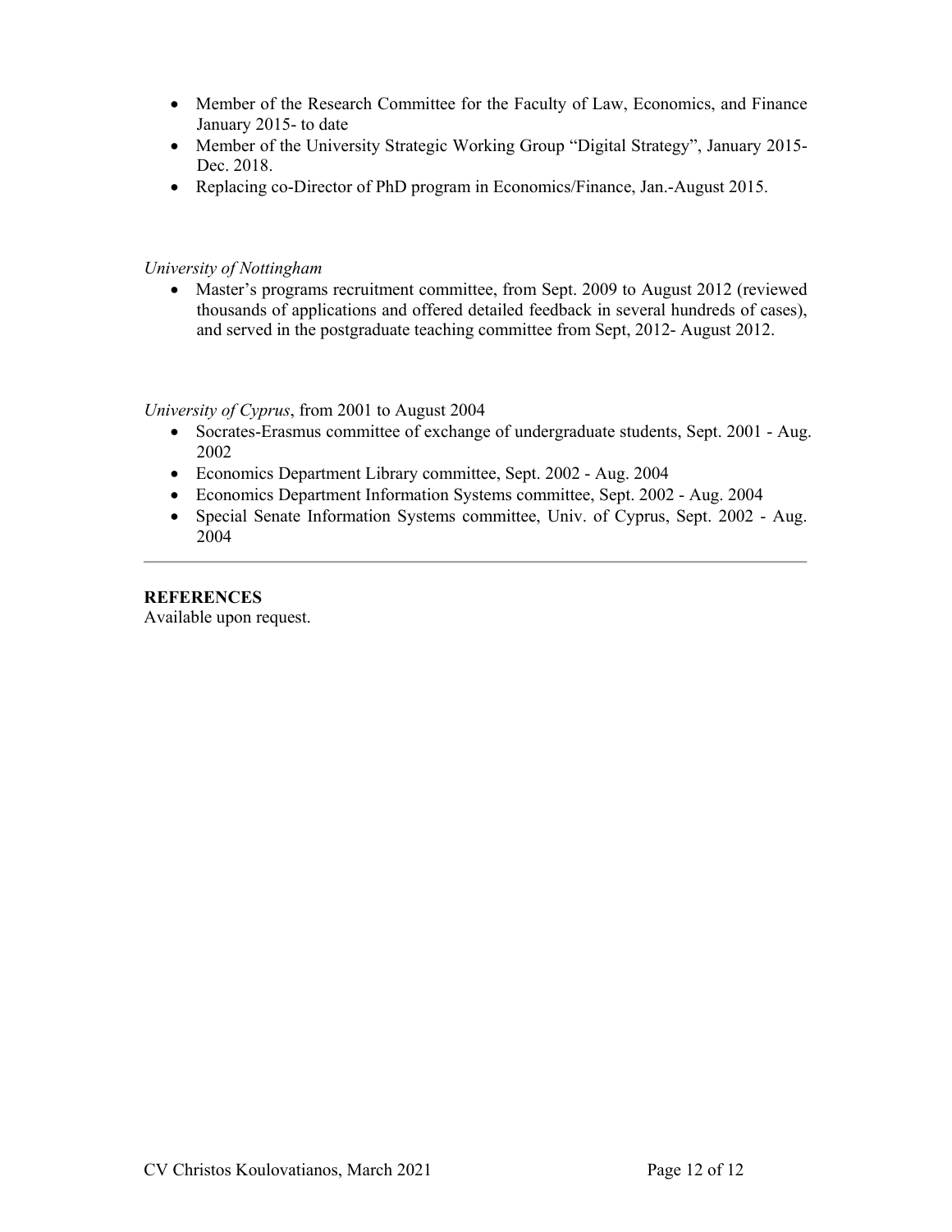- Member of the Research Committee for the Faculty of Law, Economics, and Finance January 2015- to date
- Member of the University Strategic Working Group "Digital Strategy", January 2015- Dec. 2018.
- Replacing co-Director of PhD program in Economics/Finance, Jan.-August 2015.

*University of Nottingham*

- Master's programs recruitment committee, from Sept. 2009 to August 2012 (reviewed thousands of applications and offered detailed feedback in several hundreds of cases), and served in the postgraduate teaching committee from Sept, 2012- August 2012.

*University of Cyprus*, from 2001 to August 2004

- Socrates-Erasmus committee of exchange of undergraduate students, Sept. 2001 - Aug. 2002
- Economics Department Library committee, Sept. 2002 - Aug. 2004
- Economics Department Information Systems committee, Sept. 2002 - Aug. 2004
- Special Senate Information Systems committee, Univ. of Cyprus, Sept. 2002 - Aug. 2004

---

**REFERENCES**

Available upon request.